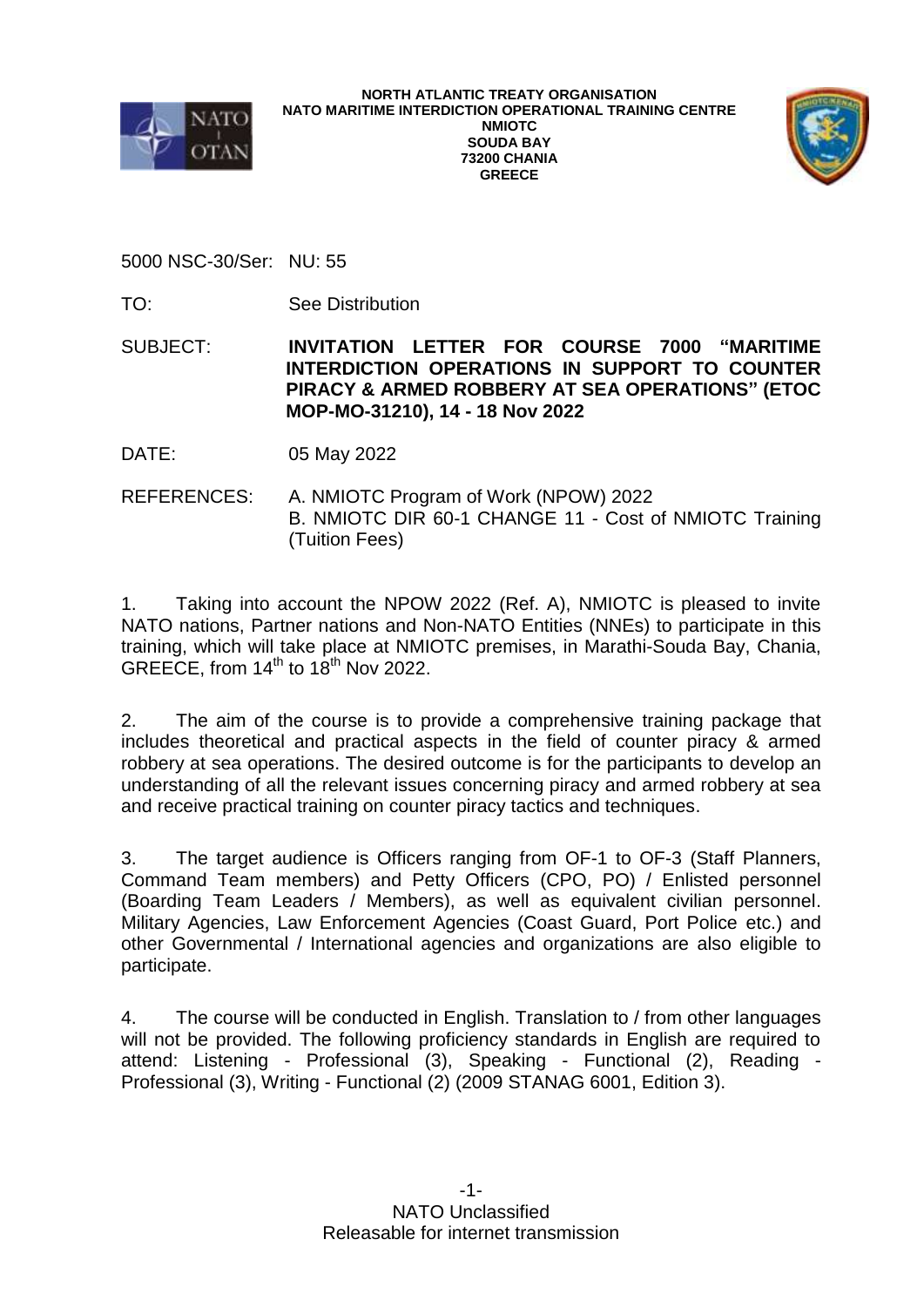**NORTH ATLANTIC TREATY ORGANISATION**
**NATO MARITIME INTERDICTION OPERATIONAL TRAINING CENTRE**
**NMIOTC**
**SOUDA BAY**
**73200 CHANIA**
**GREECE**

5000 NSC-30/Ser: NU: 55

TO: See Distribution

SUBJECT: **INVITATION LETTER FOR COURSE 7000 "MARITIME INTERDICTION OPERATIONS IN SUPPORT TO COUNTER PIRACY & ARMED ROBBERY AT SEA OPERATIONS" (ETOC MOP-MO-31210), 14 - 18 Nov 2022**

DATE: 05 May 2022

REFERENCES: A. NMIOTC Program of Work (NPOW) 2022
B. NMIOTC DIR 60-1 CHANGE 11 - Cost of NMIOTC Training (Tuition Fees)

1. Taking into account the NPOW 2022 (Ref. A), NMIOTC is pleased to invite NATO nations, Partner nations and Non-NATO Entities (NNEs) to participate in this training, which will take place at NMIOTC premises, in Marathi-Souda Bay, Chania, GREECE, from 14th to 18th Nov 2022.

2. The aim of the course is to provide a comprehensive training package that includes theoretical and practical aspects in the field of counter piracy & armed robbery at sea operations. The desired outcome is for the participants to develop an understanding of all the relevant issues concerning piracy and armed robbery at sea and receive practical training on counter piracy tactics and techniques.

3. The target audience is Officers ranging from OF-1 to OF-3 (Staff Planners, Command Team members) and Petty Officers (CPO, PO) / Enlisted personnel (Boarding Team Leaders / Members), as well as equivalent civilian personnel. Military Agencies, Law Enforcement Agencies (Coast Guard, Port Police etc.) and other Governmental / International agencies and organizations are also eligible to participate.

4. The course will be conducted in English. Translation to / from other languages will not be provided. The following proficiency standards in English are required to attend: Listening - Professional (3), Speaking - Functional (2), Reading - Professional (3), Writing - Functional (2) (2009 STANAG 6001, Edition 3).

NATO Unclassified
Releasable for internet transmission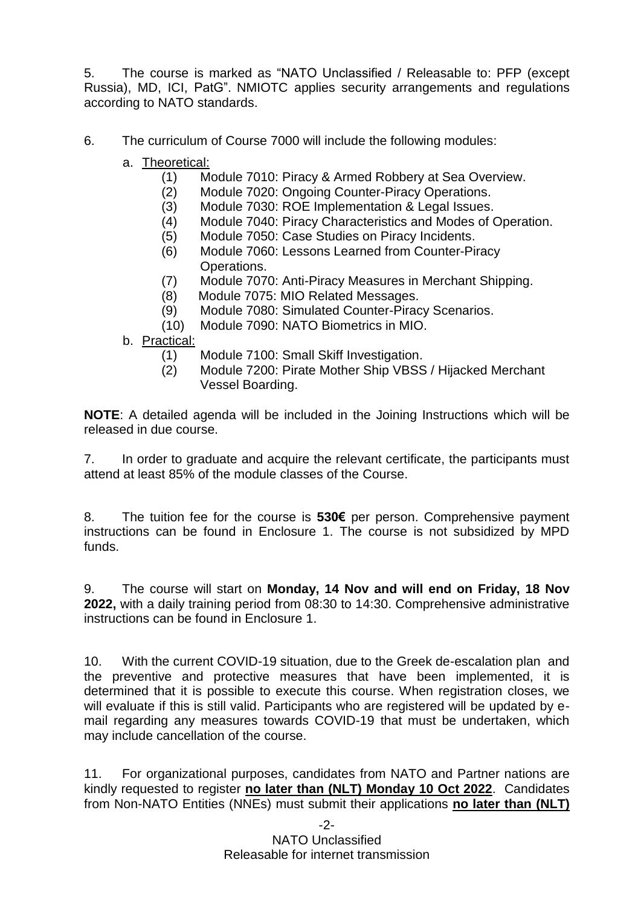5. The course is marked as "NATO Unclassified / Releasable to: PFP (except Russia), MD, ICI, PatG". NMIOTC applies security arrangements and regulations according to NATO standards.

6. The curriculum of Course 7000 will include the following modules:

a. Theoretical:

(1) Module 7010: Piracy & Armed Robbery at Sea Overview.
(2) Module 7020: Ongoing Counter-Piracy Operations.
(3) Module 7030: ROE Implementation & Legal Issues.
(4) Module 7040: Piracy Characteristics and Modes of Operation.
(5) Module 7050: Case Studies on Piracy Incidents.
(6) Module 7060: Lessons Learned from Counter-Piracy Operations.
(7) Module 7070: Anti-Piracy Measures in Merchant Shipping.
(8) Module 7075: MIO Related Messages.
(9) Module 7080: Simulated Counter-Piracy Scenarios.
(10) Module 7090: NATO Biometrics in MIO.

b. Practical:

(1) Module 7100: Small Skiff Investigation.
(2) Module 7200: Pirate Mother Ship VBSS / Hijacked Merchant Vessel Boarding.

**NOTE**: A detailed agenda will be included in the Joining Instructions which will be released in due course.

7. In order to graduate and acquire the relevant certificate, the participants must attend at least 85% of the module classes of the Course.

8. The tuition fee for the course is **530€** per person. Comprehensive payment instructions can be found in Enclosure 1. The course is not subsidized by MPD funds.

9. The course will start on **Monday, 14 Nov and will end on Friday, 18 Nov 2022,** with a daily training period from 08:30 to 14:30. Comprehensive administrative instructions can be found in Enclosure 1.

10. With the current COVID-19 situation, due to the Greek de-escalation plan and the preventive and protective measures that have been implemented, it is determined that it is possible to execute this course. When registration closes, we will evaluate if this is still valid. Participants who are registered will be updated by e-mail regarding any measures towards COVID-19 that must be undertaken, which may include cancellation of the course.

11. For organizational purposes, candidates from NATO and Partner nations are kindly requested to register **no later than (NLT) Monday 10 Oct 2022**. Candidates from Non-NATO Entities (NNEs) must submit their applications **no later than (NLT)**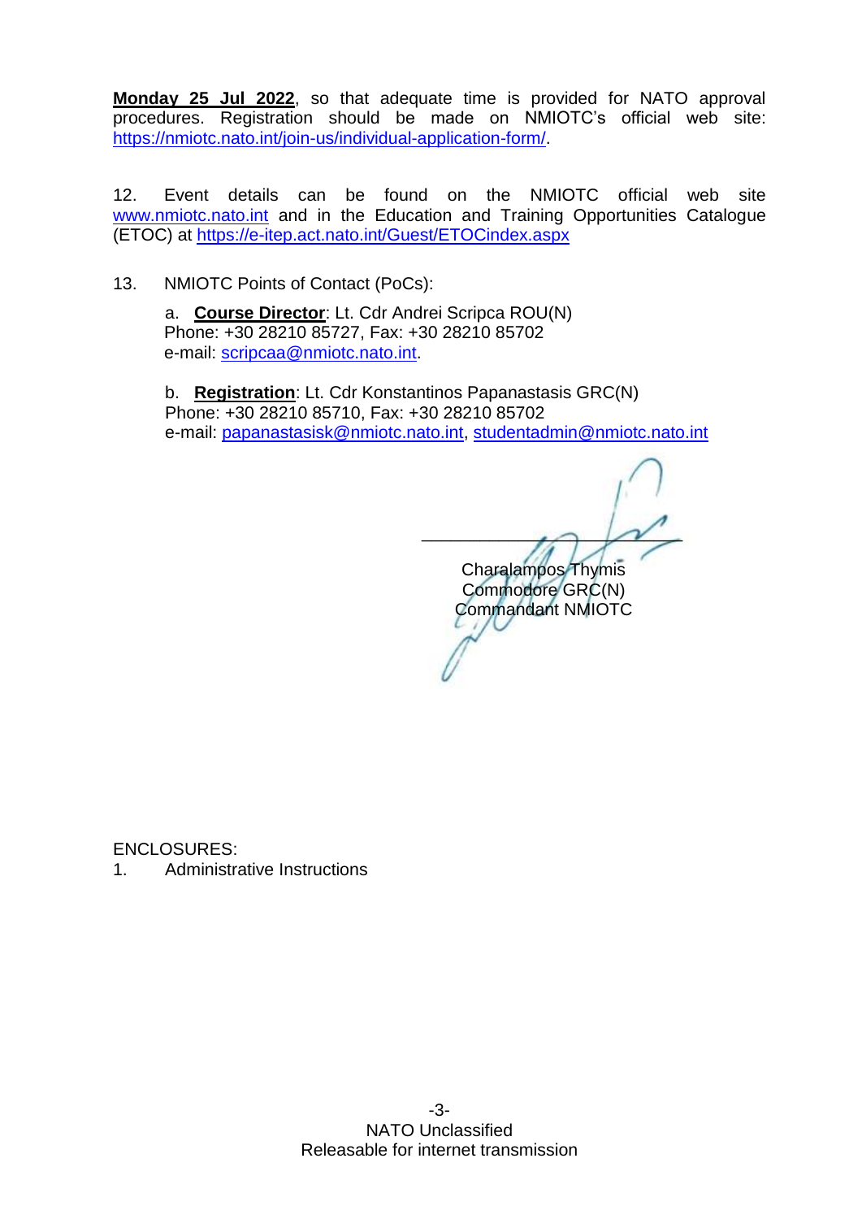**Monday 25 Jul 2022**, so that adequate time is provided for NATO approval procedures. Registration should be made on NMIOTC's official web site: https://nmiotc.nato.int/join-us/individual-application-form/.

12. Event details can be found on the NMIOTC official web site www.nmiotc.nato.int and in the Education and Training Opportunities Catalogue (ETOC) at https://e-itep.act.nato.int/Guest/ETOCindex.aspx

13. NMIOTC Points of Contact (PoCs):

a. **Course Director**: Lt. Cdr Andrei Scripca ROU(N)
Phone: +30 28210 85727, Fax: +30 28210 85702
e-mail: scripcaa@nmiotc.nato.int.

b. **Registration**: Lt. Cdr Konstantinos Papanastasis GRC(N)
Phone: +30 28210 85710, Fax: +30 28210 85702
e-mail: papanastasisk@nmiotc.nato.int, studentadmin@nmiotc.nato.int

Charalampos Thymis
Commodore GRC(N)
Commandant NMIOTC

ENCLOSURES:
1. Administrative Instructions

NATO Unclassified
Releasable for internet transmission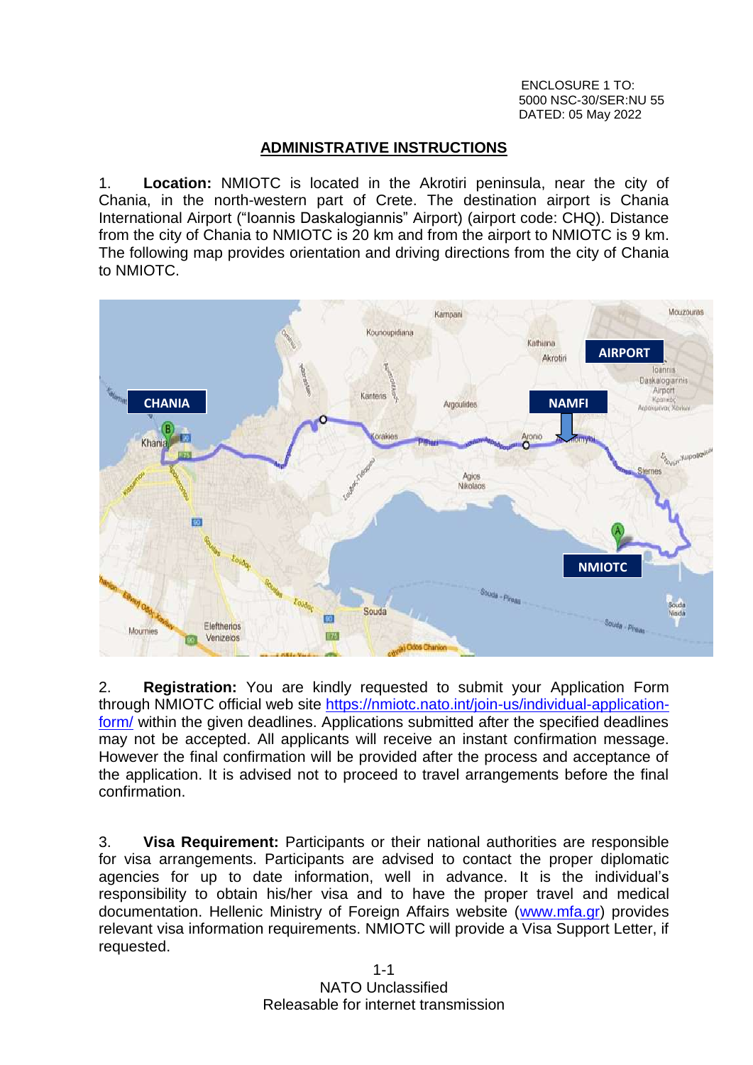ENCLOSURE 1 TO:
5000 NSC-30/SER:NU 55
DATED: 05 May 2022

## ADMINISTRATIVE INSTRUCTIONS

1. **Location:** NMIOTC is located in the Akrotiri peninsula, near the city of Chania, in the north-western part of Crete. The destination airport is Chania International Airport ("Ioannis Daskalogiannis" Airport) (airport code: CHQ). Distance from the city of Chania to NMIOTC is 20 km and from the airport to NMIOTC is 9 km. The following map provides orientation and driving directions from the city of Chania to NMIOTC.

2. **Registration:** You are kindly requested to submit your Application Form through NMIOTC official web site https://nmiotc.nato.int/join-us/individual-application-form/ within the given deadlines. Applications submitted after the specified deadlines may not be accepted. All applicants will receive an instant confirmation message. However the final confirmation will be provided after the process and acceptance of the application. It is advised not to proceed to travel arrangements before the final confirmation.

3. **Visa Requirement:** Participants or their national authorities are responsible for visa arrangements. Participants are advised to contact the proper diplomatic agencies for up to date information, well in advance. It is the individual's responsibility to obtain his/her visa and to have the proper travel and medical documentation. Hellenic Ministry of Foreign Affairs website (www.mfa.gr) provides relevant visa information requirements. NMIOTC will provide a Visa Support Letter, if requested.

NATO Unclassified
Releasable for internet transmission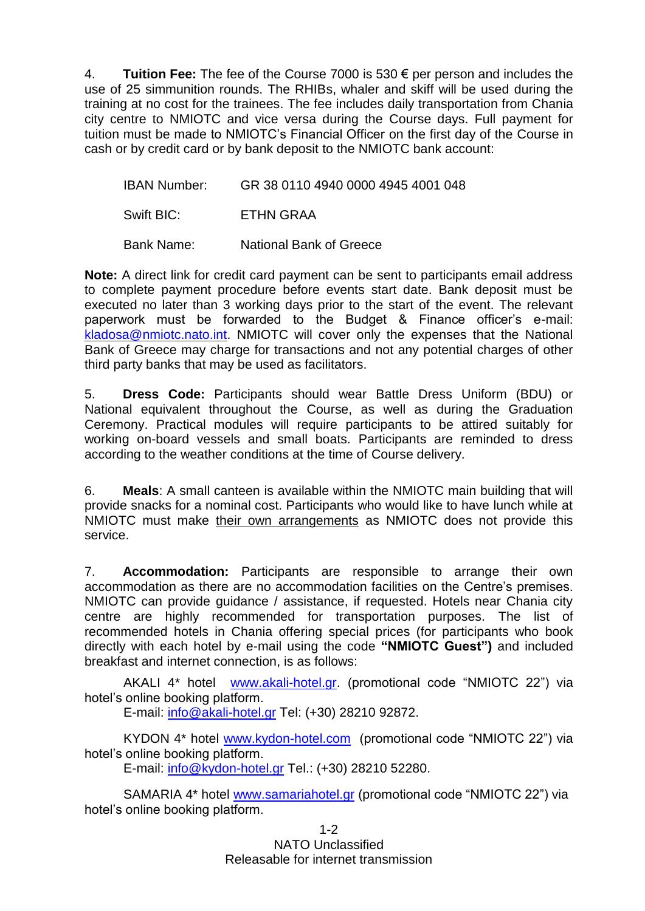4. **Tuition Fee:** The fee of the Course 7000 is 530 € per person and includes the use of 25 simmunition rounds. The RHIBs, whaler and skiff will be used during the training at no cost for the trainees. The fee includes daily transportation from Chania city centre to NMIOTC and vice versa during the Course days. Full payment for tuition must be made to NMIOTC's Financial Officer on the first day of the Course in cash or by credit card or by bank deposit to the NMIOTC bank account:

| | |
|---|---|
| IBAN Number: | GR 38 0110 4940 0000 4945 4001 048 |
| Swift BIC: | ETHN GRAA |
| Bank Name: | National Bank of Greece |

**Note:** A direct link for credit card payment can be sent to participants email address to complete payment procedure before events start date. Bank deposit must be executed no later than 3 working days prior to the start of the event. The relevant paperwork must be forwarded to the Budget & Finance officer's e-mail: kladosa@nmiotc.nato.int. NMIOTC will cover only the expenses that the National Bank of Greece may charge for transactions and not any potential charges of other third party banks that may be used as facilitators.

5. **Dress Code:** Participants should wear Battle Dress Uniform (BDU) or National equivalent throughout the Course, as well as during the Graduation Ceremony. Practical modules will require participants to be attired suitably for working on-board vessels and small boats. Participants are reminded to dress according to the weather conditions at the time of Course delivery.

6. **Meals**: A small canteen is available within the NMIOTC main building that will provide snacks for a nominal cost. Participants who would like to have lunch while at NMIOTC must make their own arrangements as NMIOTC does not provide this service.

7. **Accommodation:** Participants are responsible to arrange their own accommodation as there are no accommodation facilities on the Centre's premises. NMIOTC can provide guidance / assistance, if requested. Hotels near Chania city centre are highly recommended for transportation purposes. The list of recommended hotels in Chania offering special prices (for participants who book directly with each hotel by e-mail using the code **"NMIOTC Guest")** and included breakfast and internet connection, is as follows:

AKALI 4* hotel www.akali-hotel.gr. (promotional code "NMIOTC 22") via hotel's online booking platform.
E-mail: info@akali-hotel.gr Tel: (+30) 28210 92872.

KYDON 4* hotel www.kydon-hotel.com (promotional code "NMIOTC 22") via hotel's online booking platform.
E-mail: info@kydon-hotel.gr Tel.: (+30) 28210 52280.

SAMARIA 4* hotel www.samariahotel.gr (promotional code "NMIOTC 22") via hotel's online booking platform.

NATO Unclassified
Releasable for internet transmission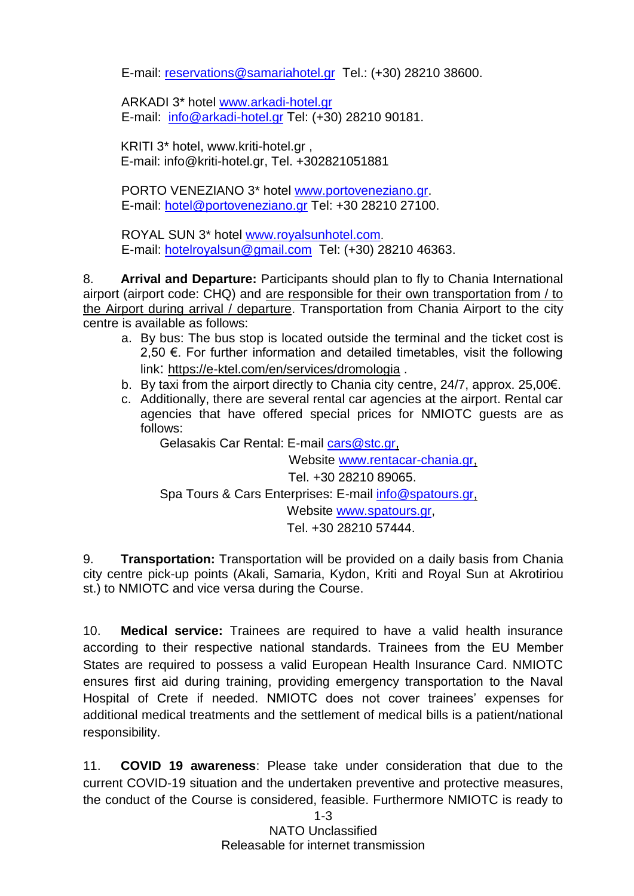E-mail: reservations@samariahotel.gr Tel.: (+30) 28210 38600.

ARKADI 3* hotel www.arkadi-hotel.gr
E-mail: info@arkadi-hotel.gr Tel: (+30) 28210 90181.

KRITI 3* hotel, www.kriti-hotel.gr ,
E-mail: info@kriti-hotel.gr, Tel. +302821051881

PORTO VENEZIANO 3* hotel www.portoveneziano.gr.
E-mail: hotel@portoveneziano.gr Tel: +30 28210 27100.

ROYAL SUN 3* hotel www.royalsunhotel.com.
E-mail: hotelroyalsun@gmail.com Tel: (+30) 28210 46363.

8. **Arrival and Departure:** Participants should plan to fly to Chania International airport (airport code: CHQ) and are responsible for their own transportation from / to the Airport during arrival / departure. Transportation from Chania Airport to the city centre is available as follows:

a. By bus: The bus stop is located outside the terminal and the ticket cost is 2,50 €. For further information and detailed timetables, visit the following link: https://e-ktel.com/en/services/dromologia .
b. By taxi from the airport directly to Chania city centre, 24/7, approx. 25,00€.
c. Additionally, there are several rental car agencies at the airport. Rental car agencies that have offered special prices for NMIOTC guests are as follows:

Gelasakis Car Rental: E-mail cars@stc.gr,
Website www.rentacar-chania.gr,
Tel. +30 28210 89065.

Spa Tours & Cars Enterprises: E-mail info@spatours.gr,
Website www.spatours.gr,
Tel. +30 28210 57444.

9. **Transportation:** Transportation will be provided on a daily basis from Chania city centre pick-up points (Akali, Samaria, Kydon, Kriti and Royal Sun at Akrotiriou st.) to NMIOTC and vice versa during the Course.

10. **Medical service:** Trainees are required to have a valid health insurance according to their respective national standards. Trainees from the EU Member States are required to possess a valid European Health Insurance Card. NMIOTC ensures first aid during training, providing emergency transportation to the Naval Hospital of Crete if needed. NMIOTC does not cover trainees' expenses for additional medical treatments and the settlement of medical bills is a patient/national responsibility.

11. **COVID 19 awareness**: Please take under consideration that due to the current COVID-19 situation and the undertaken preventive and protective measures, the conduct of the Course is considered, feasible. Furthermore NMIOTC is ready to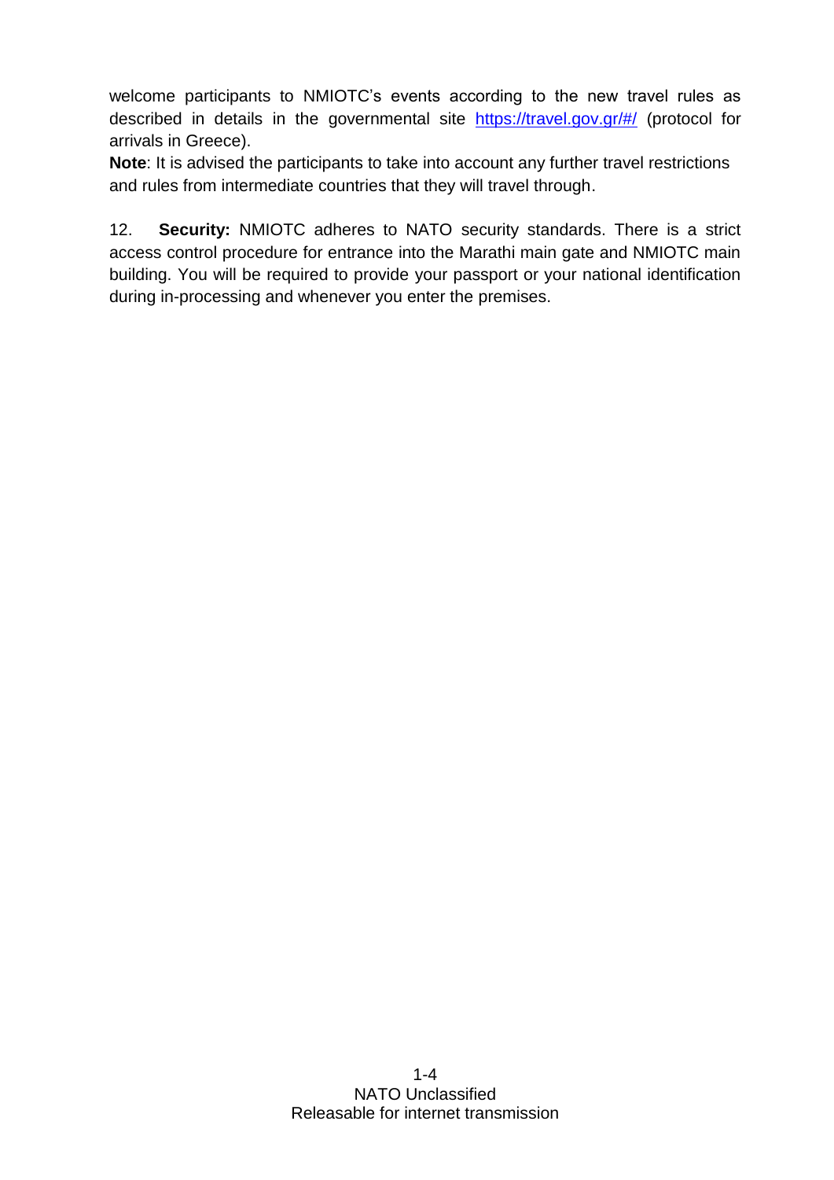welcome participants to NMIOTC's events according to the new travel rules as described in details in the governmental site [https://travel.gov.gr/#/](https://travel.gov.gr/#/) (protocol for arrivals in Greece).

**Note**: It is advised the participants to take into account any further travel restrictions and rules from intermediate countries that they will travel through.

12. **Security:** NMIOTC adheres to NATO security standards. There is a strict access control procedure for entrance into the Marathi main gate and NMIOTC main building. You will be required to provide your passport or your national identification during in-processing and whenever you enter the premises.